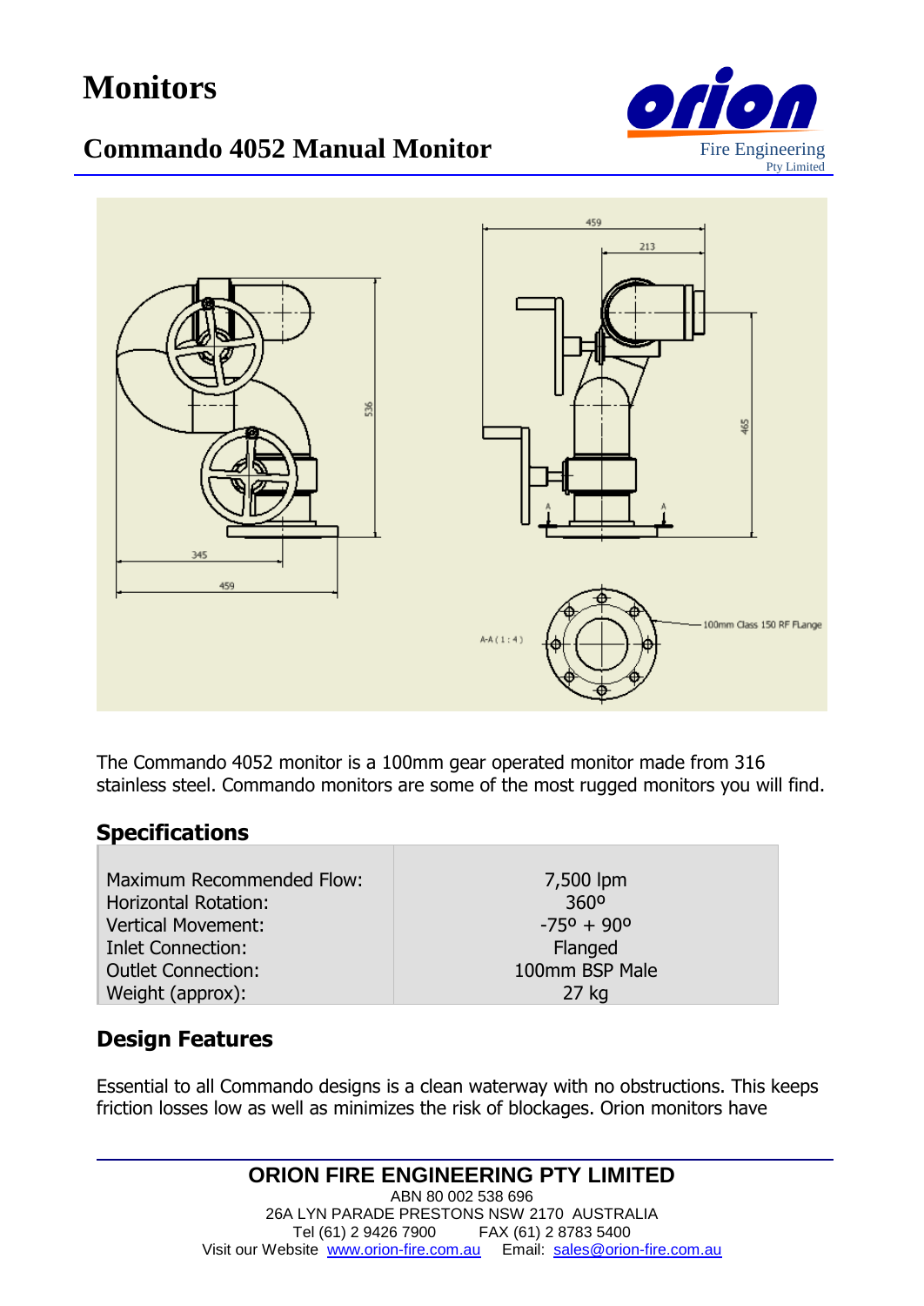# Monitors

## Commando 4052 Manual Monitor

The Commando 4052 monitor is a 100mm gear operated monitor made from 316 stainless steel. Commando monitors are some of the most rugged monitors you will find.

### Specifications

| | |
|---|---|
| Maximum Recommended Flow: | 7,500 lpm |
| Horizontal Rotation: | 360º |
| Vertical Movement: | -75º + 90º |
| Inlet Connection: | Flanged |
| Outlet Connection: | 100mm BSP Male |
| Weight (approx): | 27 kg |

### Design Features

Essential to all Commando designs is a clean waterway with no obstructions. This keeps friction losses low as well as minimizes the risk of blockages. Orion monitors have

**ORION FIRE ENGINEERING PTY LIMITED**
ABN 80 002 538 696
26A LYN PARADE PRESTONS NSW 2170 AUSTRALIA
Tel (61) 2 9426 7900 FAX (61) 2 8783 5400
Visit our Website www.orion-fire.com.au Email: sales@orion-fire.com.au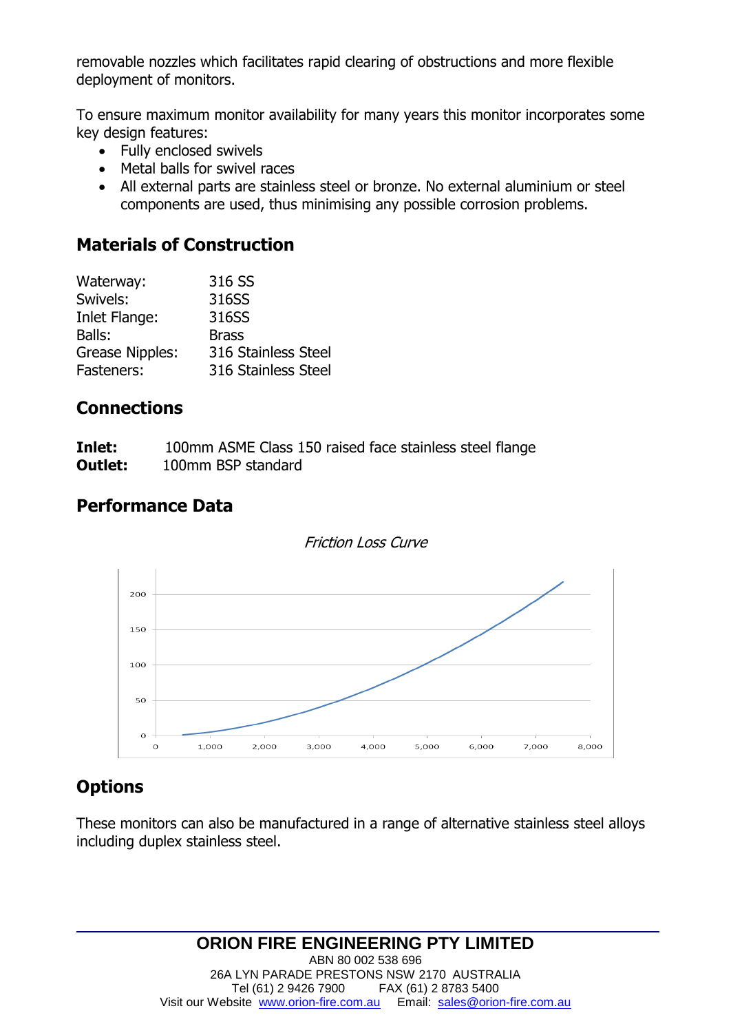removable nozzles which facilitates rapid clearing of obstructions and more flexible deployment of monitors.

To ensure maximum monitor availability for many years this monitor incorporates some key design features:

- Fully enclosed swivels
- Metal balls for swivel races
- All external parts are stainless steel or bronze. No external aluminium or steel components are used, thus minimising any possible corrosion problems.

## Materials of Construction

| | |
|---|---|
| Waterway: | 316 SS |
| Swivels: | 316SS |
| Inlet Flange: | 316SS |
| Balls: | Brass |
| Grease Nipples: | 316 Stainless Steel |
| Fasteners: | 316 Stainless Steel |

## Connections

**Inlet:** 100mm ASME Class 150 raised face stainless steel flange
**Outlet:** 100mm BSP standard

## Performance Data

*Friction Loss Curve*

200
150
100
50
0
0
1,000
2,000
3,000
4,000
5,000
6,000
7,000
8,000

## Options

These monitors can also be manufactured in a range of alternative stainless steel alloys including duplex stainless steel.

**ORION FIRE ENGINEERING PTY LIMITED**
ABN 80 002 538 696
26A LYN PARADE PRESTONS NSW 2170 AUSTRALIA
Tel (61) 2 9426 7900 FAX (61) 2 8783 5400
Visit our Website www.orion-fire.com.au Email: sales@orion-fire.com.au